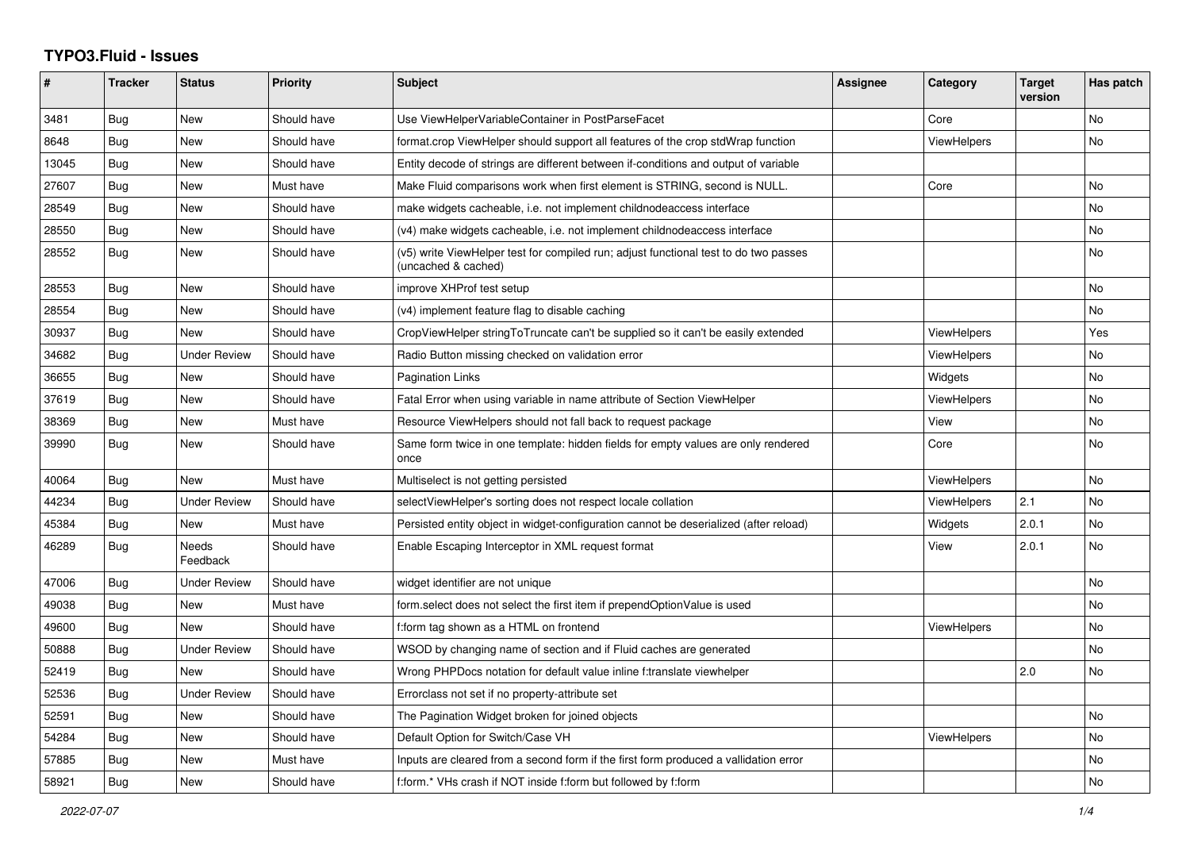# TYPO3.Fluid - Issues

| # | Tracker | Status | Priority | Subject | Assignee | Category | Target version | Has patch |
|---|---|---|---|---|---|---|---|---|
| 3481 | Bug | New | Should have | Use ViewHelperVariableContainer in PostParseFacet | | Core | | No |
| 8648 | Bug | New | Should have | format.crop ViewHelper should support all features of the crop stdWrap function | | ViewHelpers | | No |
| 13045 | Bug | New | Should have | Entity decode of strings are different between if-conditions and output of variable | | | | |
| 27607 | Bug | New | Must have | Make Fluid comparisons work when first element is STRING, second is NULL. | | Core | | No |
| 28549 | Bug | New | Should have | make widgets cacheable, i.e. not implement childnodeaccess interface | | | | No |
| 28550 | Bug | New | Should have | (v4) make widgets cacheable, i.e. not implement childnodeaccess interface | | | | No |
| 28552 | Bug | New | Should have | (v5) write ViewHelper test for compiled run; adjust functional test to do two passes (uncached & cached) | | | | No |
| 28553 | Bug | New | Should have | improve XHProf test setup | | | | No |
| 28554 | Bug | New | Should have | (v4) implement feature flag to disable caching | | | | No |
| 30937 | Bug | New | Should have | CropViewHelper stringToTruncate can't be supplied so it can't be easily extended | | ViewHelpers | | Yes |
| 34682 | Bug | Under Review | Should have | Radio Button missing checked on validation error | | ViewHelpers | | No |
| 36655 | Bug | New | Should have | Pagination Links | | Widgets | | No |
| 37619 | Bug | New | Should have | Fatal Error when using variable in name attribute of Section ViewHelper | | ViewHelpers | | No |
| 38369 | Bug | New | Must have | Resource ViewHelpers should not fall back to request package | | View | | No |
| 39990 | Bug | New | Should have | Same form twice in one template: hidden fields for empty values are only rendered once | | Core | | No |
| 40064 | Bug | New | Must have | Multiselect is not getting persisted | | ViewHelpers | | No |
| 44234 | Bug | Under Review | Should have | selectViewHelper's sorting does not respect locale collation | | ViewHelpers | 2.1 | No |
| 45384 | Bug | New | Must have | Persisted entity object in widget-configuration cannot be deserialized (after reload) | | Widgets | 2.0.1 | No |
| 46289 | Bug | Needs Feedback | Should have | Enable Escaping Interceptor in XML request format | | View | 2.0.1 | No |
| 47006 | Bug | Under Review | Should have | widget identifier are not unique | | | | No |
| 49038 | Bug | New | Must have | form.select does not select the first item if prependOptionValue is used | | | | No |
| 49600 | Bug | New | Should have | f:form tag shown as a HTML on frontend | | ViewHelpers | | No |
| 50888 | Bug | Under Review | Should have | WSOD by changing name of section and if Fluid caches are generated | | | | No |
| 52419 | Bug | New | Should have | Wrong PHPDocs notation for default value inline f:translate viewhelper | | | 2.0 | No |
| 52536 | Bug | Under Review | Should have | Errorclass not set if no property-attribute set | | | | |
| 52591 | Bug | New | Should have | The Pagination Widget broken for joined objects | | | | No |
| 54284 | Bug | New | Should have | Default Option for Switch/Case VH | | ViewHelpers | | No |
| 57885 | Bug | New | Must have | Inputs are cleared from a second form if the first form produced a vallidation error | | | | No |
| 58921 | Bug | New | Should have | f:form.* VHs crash if NOT inside f:form but followed by f:form | | | | No |

*2022-07-07*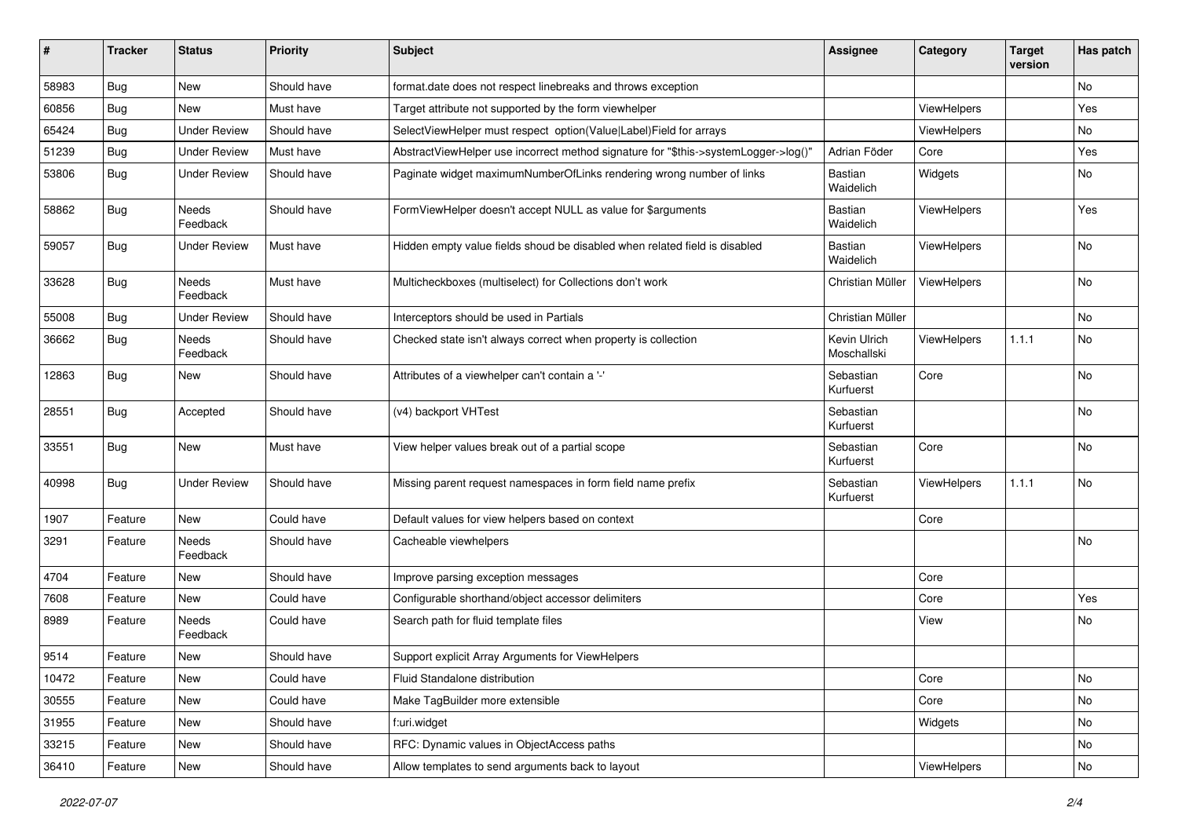| # | Tracker | Status | Priority | Subject | Assignee | Category | Target version | Has patch |
|---|---|---|---|---|---|---|---|---|
| 58983 | Bug | New | Should have | format.date does not respect linebreaks and throws exception | | | | No |
| 60856 | Bug | New | Must have | Target attribute not supported by the form viewhelper | | ViewHelpers | | Yes |
| 65424 | Bug | Under Review | Should have | SelectViewHelper must respect option(Value\|Label)Field for arrays | | ViewHelpers | | No |
| 51239 | Bug | Under Review | Must have | AbstractViewHelper use incorrect method signature for "$this->systemLogger->log()" | Adrian Föder | Core | | Yes |
| 53806 | Bug | Under Review | Should have | Paginate widget maximumNumberOfLinks rendering wrong number of links | Bastian Waidelich | Widgets | | No |
| 58862 | Bug | Needs Feedback | Should have | FormViewHelper doesn't accept NULL as value for $arguments | Bastian Waidelich | ViewHelpers | | Yes |
| 59057 | Bug | Under Review | Must have | Hidden empty value fields shoud be disabled when related field is disabled | Bastian Waidelich | ViewHelpers | | No |
| 33628 | Bug | Needs Feedback | Must have | Multicheckboxes (multiselect) for Collections don't work | Christian Müller | ViewHelpers | | No |
| 55008 | Bug | Under Review | Should have | Interceptors should be used in Partials | Christian Müller | | | No |
| 36662 | Bug | Needs Feedback | Should have | Checked state isn't always correct when property is collection | Kevin Ulrich Moschallski | ViewHelpers | 1.1.1 | No |
| 12863 | Bug | New | Should have | Attributes of a viewhelper can't contain a '-' | Sebastian Kurfuerst | Core | | No |
| 28551 | Bug | Accepted | Should have | (v4) backport VHTest | Sebastian Kurfuerst | | | No |
| 33551 | Bug | New | Must have | View helper values break out of a partial scope | Sebastian Kurfuerst | Core | | No |
| 40998 | Bug | Under Review | Should have | Missing parent request namespaces in form field name prefix | Sebastian Kurfuerst | ViewHelpers | 1.1.1 | No |
| 1907 | Feature | New | Could have | Default values for view helpers based on context | | Core | | |
| 3291 | Feature | Needs Feedback | Should have | Cacheable viewhelpers | | | | No |
| 4704 | Feature | New | Should have | Improve parsing exception messages | | Core | | |
| 7608 | Feature | New | Could have | Configurable shorthand/object accessor delimiters | | Core | | Yes |
| 8989 | Feature | Needs Feedback | Could have | Search path for fluid template files | | View | | No |
| 9514 | Feature | New | Should have | Support explicit Array Arguments for ViewHelpers | | | | |
| 10472 | Feature | New | Could have | Fluid Standalone distribution | | Core | | No |
| 30555 | Feature | New | Could have | Make TagBuilder more extensible | | Core | | No |
| 31955 | Feature | New | Should have | f:uri.widget | | Widgets | | No |
| 33215 | Feature | New | Should have | RFC: Dynamic values in ObjectAccess paths | | | | No |
| 36410 | Feature | New | Should have | Allow templates to send arguments back to layout | | ViewHelpers | | No |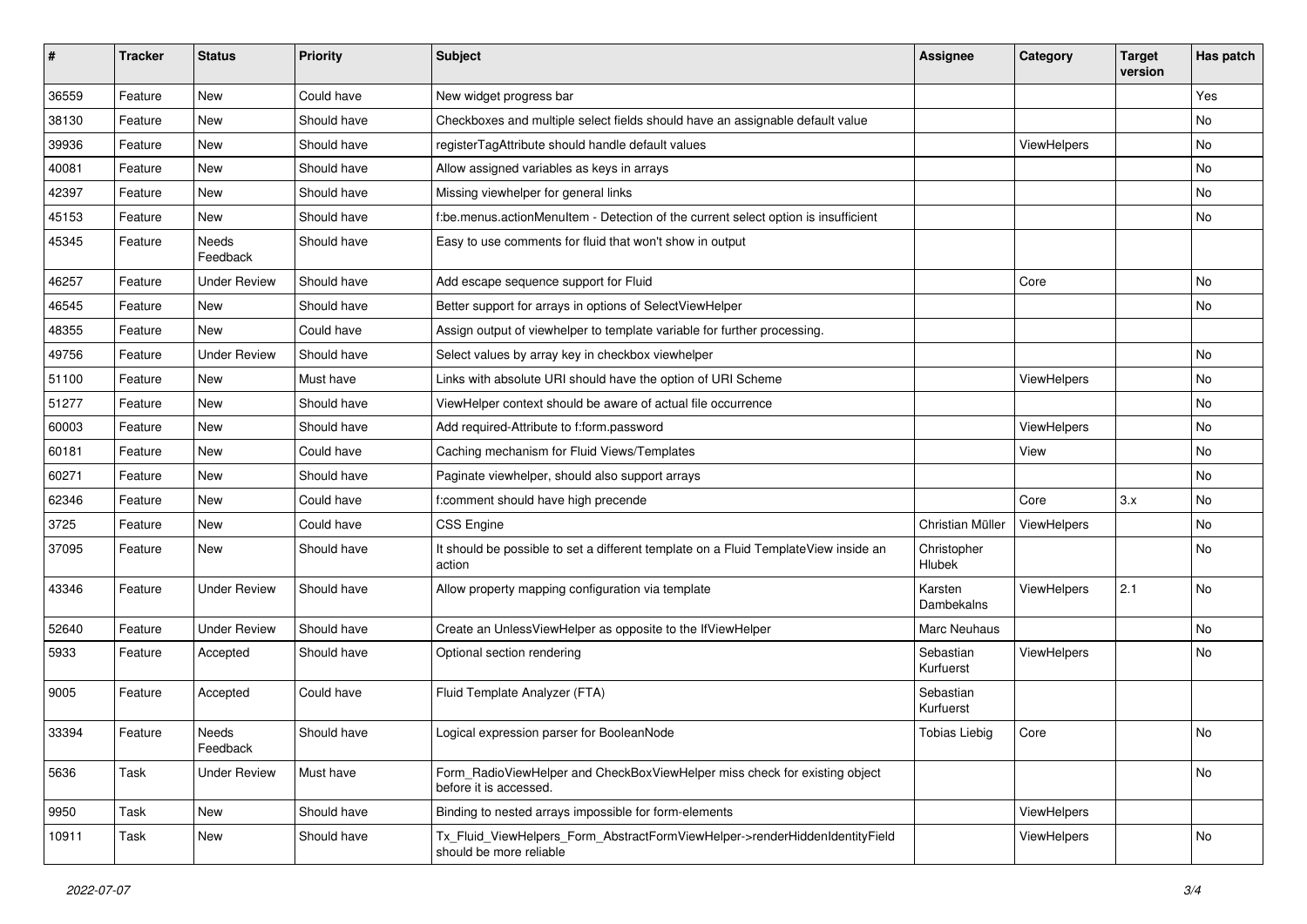| # | Tracker | Status | Priority | Subject | Assignee | Category | Target version | Has patch |
|---|---|---|---|---|---|---|---|---|
| 36559 | Feature | New | Could have | New widget progress bar | | | | Yes |
| 38130 | Feature | New | Should have | Checkboxes and multiple select fields should have an assignable default value | | | | No |
| 39936 | Feature | New | Should have | registerTagAttribute should handle default values | | ViewHelpers | | No |
| 40081 | Feature | New | Should have | Allow assigned variables as keys in arrays | | | | No |
| 42397 | Feature | New | Should have | Missing viewhelper for general links | | | | No |
| 45153 | Feature | New | Should have | f:be.menus.actionMenuItem - Detection of the current select option is insufficient | | | | No |
| 45345 | Feature | Needs Feedback | Should have | Easy to use comments for fluid that won't show in output | | | | |
| 46257 | Feature | Under Review | Should have | Add escape sequence support for Fluid | | Core | | No |
| 46545 | Feature | New | Should have | Better support for arrays in options of SelectViewHelper | | | | No |
| 48355 | Feature | New | Could have | Assign output of viewhelper to template variable for further processing. | | | | |
| 49756 | Feature | Under Review | Should have | Select values by array key in checkbox viewhelper | | | | No |
| 51100 | Feature | New | Must have | Links with absolute URI should have the option of URI Scheme | | ViewHelpers | | No |
| 51277 | Feature | New | Should have | ViewHelper context should be aware of actual file occurrence | | | | No |
| 60003 | Feature | New | Should have | Add required-Attribute to f:form.password | | ViewHelpers | | No |
| 60181 | Feature | New | Could have | Caching mechanism for Fluid Views/Templates | | View | | No |
| 60271 | Feature | New | Should have | Paginate viewhelper, should also support arrays | | | | No |
| 62346 | Feature | New | Could have | f:comment should have high precende | | Core | 3.x | No |
| 3725 | Feature | New | Could have | CSS Engine | Christian Müller | ViewHelpers | | No |
| 37095 | Feature | New | Should have | It should be possible to set a different template on a Fluid TemplateView inside an action | Christopher Hlubek | | | No |
| 43346 | Feature | Under Review | Should have | Allow property mapping configuration via template | Karsten Dambekalns | ViewHelpers | 2.1 | No |
| 52640 | Feature | Under Review | Should have | Create an UnlessViewHelper as opposite to the IfViewHelper | Marc Neuhaus | | | No |
| 5933 | Feature | Accepted | Should have | Optional section rendering | Sebastian Kurfuerst | ViewHelpers | | No |
| 9005 | Feature | Accepted | Could have | Fluid Template Analyzer (FTA) | Sebastian Kurfuerst | | | |
| 33394 | Feature | Needs Feedback | Should have | Logical expression parser for BooleanNode | Tobias Liebig | Core | | No |
| 5636 | Task | Under Review | Must have | Form_RadioViewHelper and CheckBoxViewHelper miss check for existing object before it is accessed. | | | | No |
| 9950 | Task | New | Should have | Binding to nested arrays impossible for form-elements | | ViewHelpers | | |
| 10911 | Task | New | Should have | Tx_Fluid_ViewHelpers_Form_AbstractFormViewHelper->renderHiddenIdentityField should be more reliable | | ViewHelpers | | No |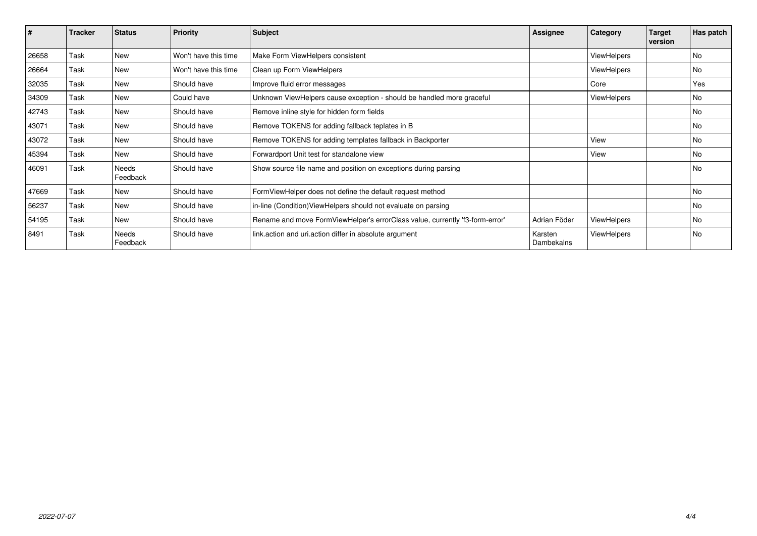| # | Tracker | Status | Priority | Subject | Assignee | Category | Target version | Has patch |
|---|---|---|---|---|---|---|---|---|
| 26658 | Task | New | Won't have this time | Make Form ViewHelpers consistent | | ViewHelpers | | No |
| 26664 | Task | New | Won't have this time | Clean up Form ViewHelpers | | ViewHelpers | | No |
| 32035 | Task | New | Should have | Improve fluid error messages | | Core | | Yes |
| 34309 | Task | New | Could have | Unknown ViewHelpers cause exception - should be handled more graceful | | ViewHelpers | | No |
| 42743 | Task | New | Should have | Remove inline style for hidden form fields | | | | No |
| 43071 | Task | New | Should have | Remove TOKENS for adding fallback teplates in B | | | | No |
| 43072 | Task | New | Should have | Remove TOKENS for adding templates fallback in Backporter | | View | | No |
| 45394 | Task | New | Should have | Forwardport Unit test for standalone view | | View | | No |
| 46091 | Task | Needs Feedback | Should have | Show source file name and position on exceptions during parsing | | | | No |
| 47669 | Task | New | Should have | FormViewHelper does not define the default request method | | | | No |
| 56237 | Task | New | Should have | in-line (Condition)ViewHelpers should not evaluate on parsing | | | | No |
| 54195 | Task | New | Should have | Rename and move FormViewHelper's errorClass value, currently 'f3-form-error' | Adrian Föder | ViewHelpers | | No |
| 8491 | Task | Needs Feedback | Should have | link.action and uri.action differ in absolute argument | Karsten Dambekalns | ViewHelpers | | No |